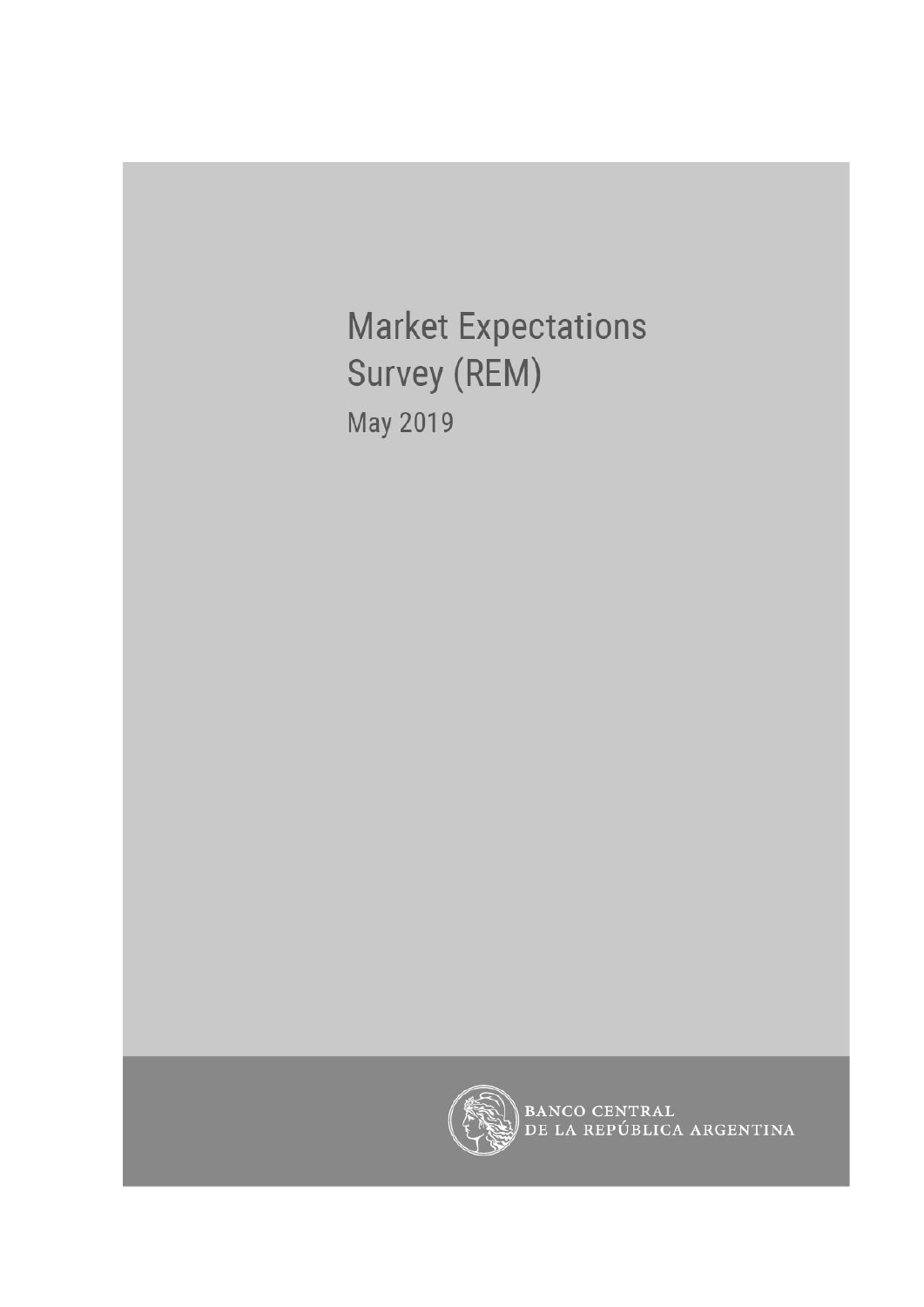# Market Expectations Survey (REM)

May 2019

BANCO CENTRAL
DE LA REPÚBLICA ARGENTINA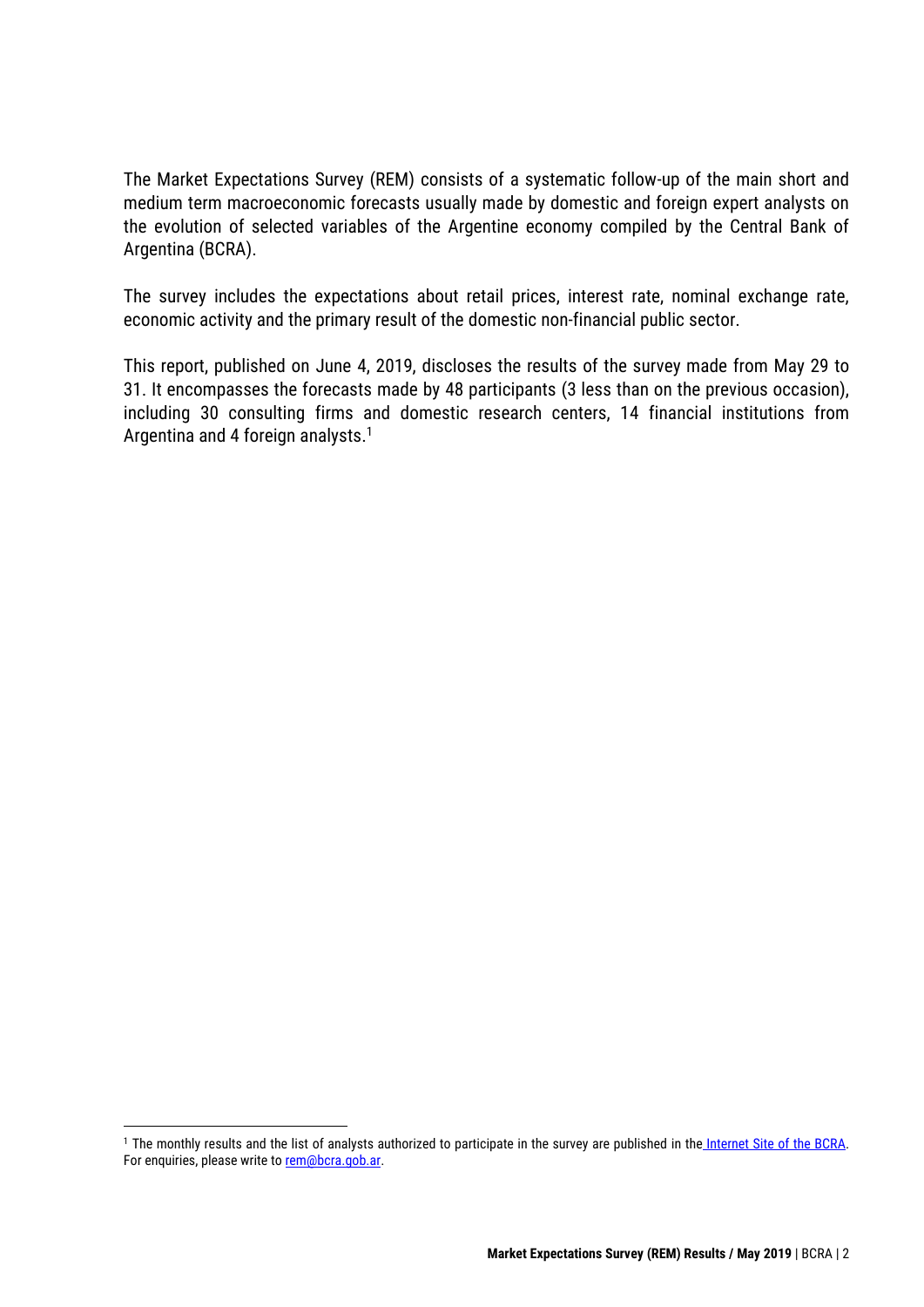The Market Expectations Survey (REM) consists of a systematic follow-up of the main short and medium term macroeconomic forecasts usually made by domestic and foreign expert analysts on the evolution of selected variables of the Argentine economy compiled by the Central Bank of Argentina (BCRA).

The survey includes the expectations about retail prices, interest rate, nominal exchange rate, economic activity and the primary result of the domestic non-financial public sector.

This report, published on June 4, 2019, discloses the results of the survey made from May 29 to 31. It encompasses the forecasts made by 48 participants (3 less than on the previous occasion), including 30 consulting firms and domestic research centers, 14 financial institutions from Argentina and 4 foreign analysts.[1]

[1] The monthly results and the list of analysts authorized to participate in the survey are published in the Internet Site of the BCRA. For enquiries, please write to rem@bcra.gob.ar.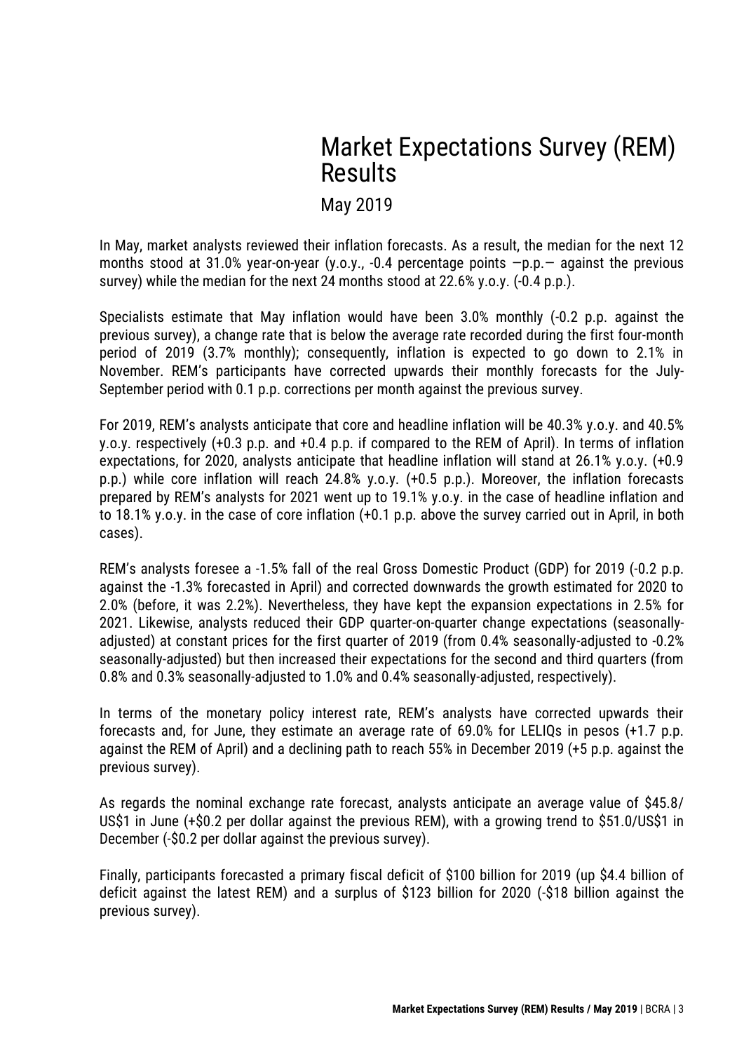# Market Expectations Survey (REM) Results

## May 2019

In May, market analysts reviewed their inflation forecasts. As a result, the median for the next 12 months stood at 31.0% year-on-year (y.o.y., -0.4 percentage points —p.p.— against the previous survey) while the median for the next 24 months stood at 22.6% y.o.y. (-0.4 p.p.).

Specialists estimate that May inflation would have been 3.0% monthly (-0.2 p.p. against the previous survey), a change rate that is below the average rate recorded during the first four-month period of 2019 (3.7% monthly); consequently, inflation is expected to go down to 2.1% in November. REM's participants have corrected upwards their monthly forecasts for the July-September period with 0.1 p.p. corrections per month against the previous survey.

For 2019, REM's analysts anticipate that core and headline inflation will be 40.3% y.o.y. and 40.5% y.o.y. respectively (+0.3 p.p. and +0.4 p.p. if compared to the REM of April). In terms of inflation expectations, for 2020, analysts anticipate that headline inflation will stand at 26.1% y.o.y. (+0.9 p.p.) while core inflation will reach 24.8% y.o.y. (+0.5 p.p.). Moreover, the inflation forecasts prepared by REM's analysts for 2021 went up to 19.1% y.o.y. in the case of headline inflation and to 18.1% y.o.y. in the case of core inflation (+0.1 p.p. above the survey carried out in April, in both cases).

REM's analysts foresee a -1.5% fall of the real Gross Domestic Product (GDP) for 2019 (-0.2 p.p. against the -1.3% forecasted in April) and corrected downwards the growth estimated for 2020 to 2.0% (before, it was 2.2%). Nevertheless, they have kept the expansion expectations in 2.5% for 2021. Likewise, analysts reduced their GDP quarter-on-quarter change expectations (seasonally-adjusted) at constant prices for the first quarter of 2019 (from 0.4% seasonally-adjusted to -0.2% seasonally-adjusted) but then increased their expectations for the second and third quarters (from 0.8% and 0.3% seasonally-adjusted to 1.0% and 0.4% seasonally-adjusted, respectively).

In terms of the monetary policy interest rate, REM's analysts have corrected upwards their forecasts and, for June, they estimate an average rate of 69.0% for LELIQs in pesos (+1.7 p.p. against the REM of April) and a declining path to reach 55% in December 2019 (+5 p.p. against the previous survey).

As regards the nominal exchange rate forecast, analysts anticipate an average value of $45.8/US$1 in June (+$0.2 per dollar against the previous REM), with a growing trend to $51.0/US$1 in December (-$0.2 per dollar against the previous survey).

Finally, participants forecasted a primary fiscal deficit of $100 billion for 2019 (up $4.4 billion of deficit against the latest REM) and a surplus of $123 billion for 2020 (-$18 billion against the previous survey).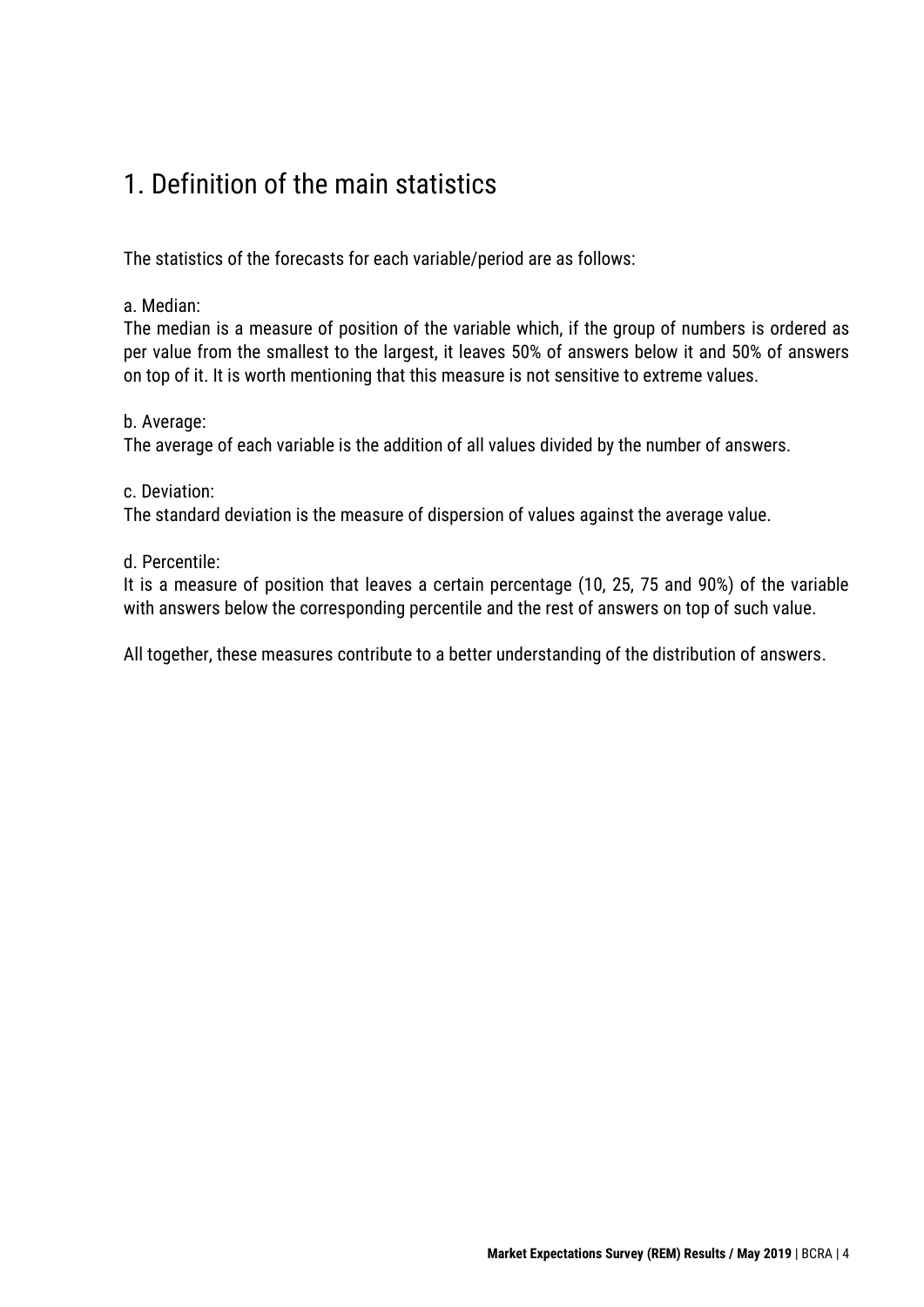# 1. Definition of the main statistics

The statistics of the forecasts for each variable/period are as follows:

a. Median:

The median is a measure of position of the variable which, if the group of numbers is ordered as per value from the smallest to the largest, it leaves 50% of answers below it and 50% of answers on top of it. It is worth mentioning that this measure is not sensitive to extreme values.

b. Average:

The average of each variable is the addition of all values divided by the number of answers.

c. Deviation:

The standard deviation is the measure of dispersion of values against the average value.

d. Percentile:

It is a measure of position that leaves a certain percentage (10, 25, 75 and 90%) of the variable with answers below the corresponding percentile and the rest of answers on top of such value.

All together, these measures contribute to a better understanding of the distribution of answers.